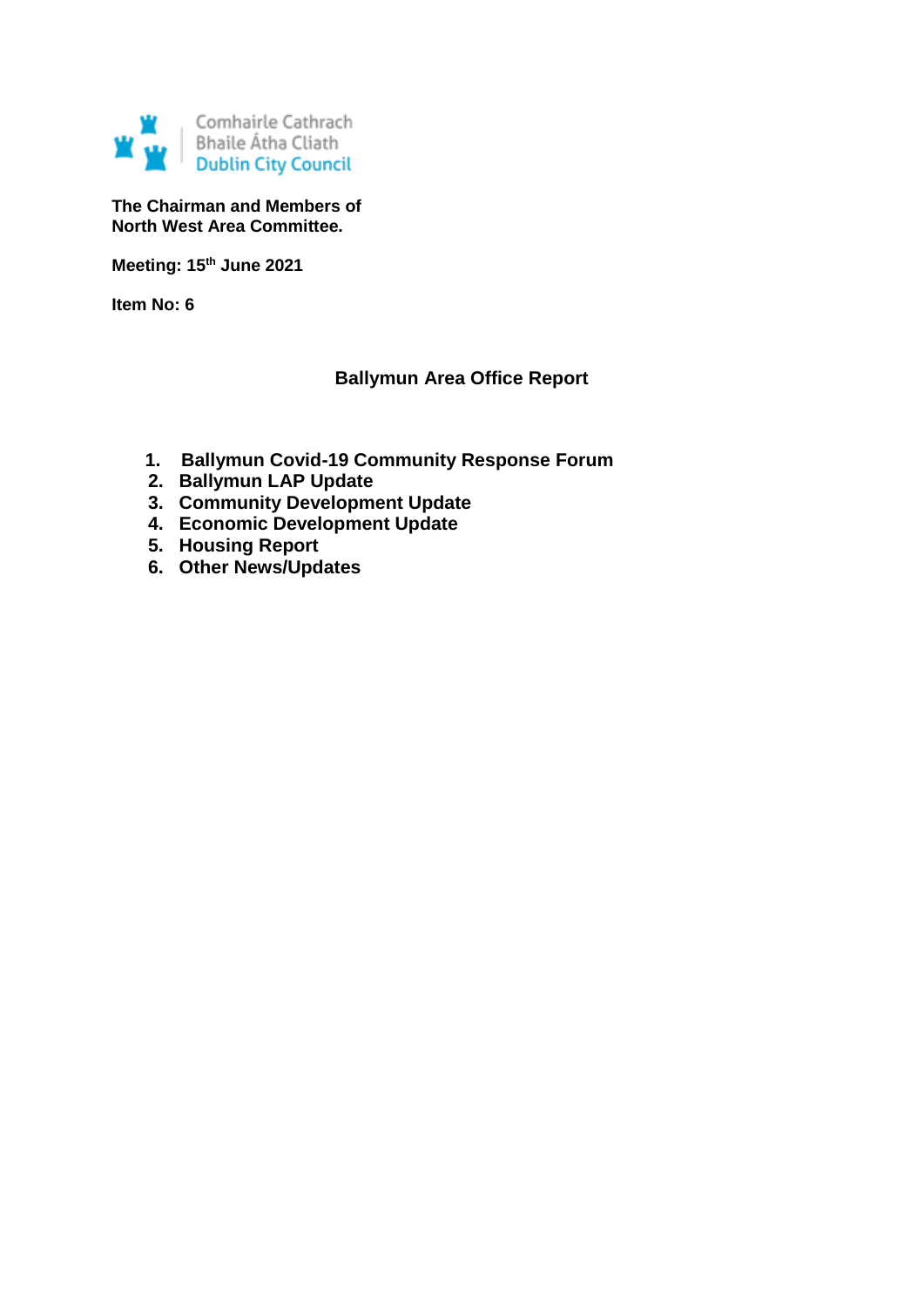Comhairle Cathrach
Bhaile Átha Cliath
Dublin City Council

**The Chairman and Members of**
**North West Area Committee.**

**Meeting: 15th June 2021**

**Item No: 6**

## Ballymun Area Office Report

1. **Ballymun Covid-19 Community Response Forum**
2. **Ballymun LAP Update**
3. **Community Development Update**
4. **Economic Development Update**
5. **Housing Report**
6. **Other News/Updates**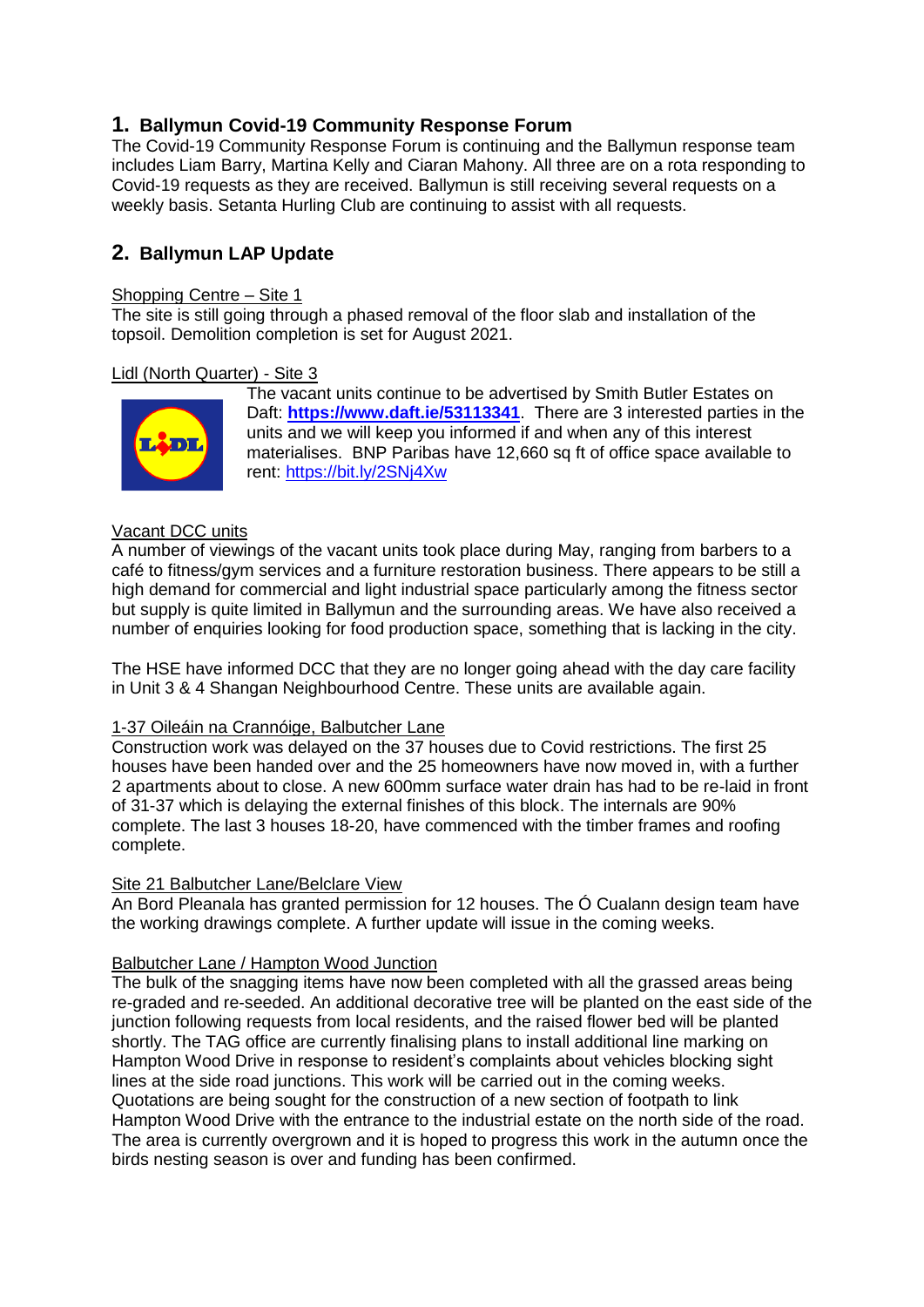## 1. Ballymun Covid-19 Community Response Forum

The Covid-19 Community Response Forum is continuing and the Ballymun response team includes Liam Barry, Martina Kelly and Ciaran Mahony. All three are on a rota responding to Covid-19 requests as they are received. Ballymun is still receiving several requests on a weekly basis. Setanta Hurling Club are continuing to assist with all requests.

## 2. Ballymun LAP Update

Shopping Centre – Site 1

The site is still going through a phased removal of the floor slab and installation of the topsoil. Demolition completion is set for August 2021.

Lidl (North Quarter) - Site 3

The vacant units continue to be advertised by Smith Butler Estates on Daft: **https://www.daft.ie/53113341**. There are 3 interested parties in the units and we will keep you informed if and when any of this interest materialises. BNP Paribas have 12,660 sq ft of office space available to rent: https://bit.ly/2SNj4Xw

Vacant DCC units

A number of viewings of the vacant units took place during May, ranging from barbers to a café to fitness/gym services and a furniture restoration business. There appears to be still a high demand for commercial and light industrial space particularly among the fitness sector but supply is quite limited in Ballymun and the surrounding areas. We have also received a number of enquiries looking for food production space, something that is lacking in the city.

The HSE have informed DCC that they are no longer going ahead with the day care facility in Unit 3 & 4 Shangan Neighbourhood Centre. These units are available again.

1-37 Oileáin na Crannóige, Balbutcher Lane

Construction work was delayed on the 37 houses due to Covid restrictions. The first 25 houses have been handed over and the 25 homeowners have now moved in, with a further 2 apartments about to close. A new 600mm surface water drain has had to be re-laid in front of 31-37 which is delaying the external finishes of this block. The internals are 90% complete. The last 3 houses 18-20, have commenced with the timber frames and roofing complete.

Site 21 Balbutcher Lane/Belclare View

An Bord Pleanala has granted permission for 12 houses. The Ó Cualann design team have the working drawings complete. A further update will issue in the coming weeks.

Balbutcher Lane / Hampton Wood Junction

The bulk of the snagging items have now been completed with all the grassed areas being re-graded and re-seeded. An additional decorative tree will be planted on the east side of the junction following requests from local residents, and the raised flower bed will be planted shortly. The TAG office are currently finalising plans to install additional line marking on Hampton Wood Drive in response to resident's complaints about vehicles blocking sight lines at the side road junctions. This work will be carried out in the coming weeks. Quotations are being sought for the construction of a new section of footpath to link Hampton Wood Drive with the entrance to the industrial estate on the north side of the road. The area is currently overgrown and it is hoped to progress this work in the autumn once the birds nesting season is over and funding has been confirmed.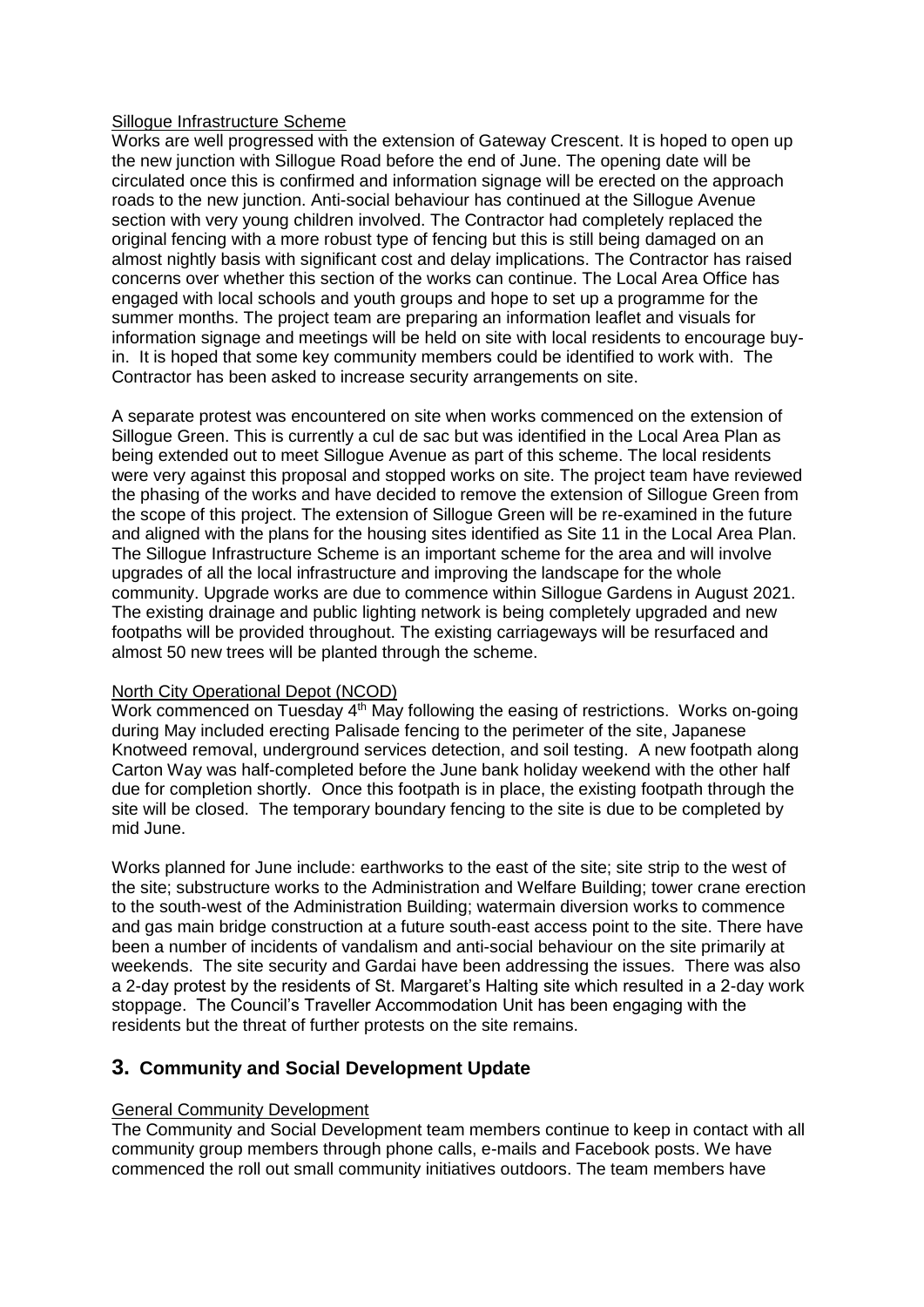Sillogue Infrastructure Scheme

Works are well progressed with the extension of Gateway Crescent. It is hoped to open up the new junction with Sillogue Road before the end of June. The opening date will be circulated once this is confirmed and information signage will be erected on the approach roads to the new junction. Anti-social behaviour has continued at the Sillogue Avenue section with very young children involved. The Contractor had completely replaced the original fencing with a more robust type of fencing but this is still being damaged on an almost nightly basis with significant cost and delay implications. The Contractor has raised concerns over whether this section of the works can continue. The Local Area Office has engaged with local schools and youth groups and hope to set up a programme for the summer months. The project team are preparing an information leaflet and visuals for information signage and meetings will be held on site with local residents to encourage buy-in. It is hoped that some key community members could be identified to work with. The Contractor has been asked to increase security arrangements on site.

A separate protest was encountered on site when works commenced on the extension of Sillogue Green. This is currently a cul de sac but was identified in the Local Area Plan as being extended out to meet Sillogue Avenue as part of this scheme. The local residents were very against this proposal and stopped works on site. The project team have reviewed the phasing of the works and have decided to remove the extension of Sillogue Green from the scope of this project. The extension of Sillogue Green will be re-examined in the future and aligned with the plans for the housing sites identified as Site 11 in the Local Area Plan. The Sillogue Infrastructure Scheme is an important scheme for the area and will involve upgrades of all the local infrastructure and improving the landscape for the whole community. Upgrade works are due to commence within Sillogue Gardens in August 2021. The existing drainage and public lighting network is being completely upgraded and new footpaths will be provided throughout. The existing carriageways will be resurfaced and almost 50 new trees will be planted through the scheme.

North City Operational Depot (NCOD)

Work commenced on Tuesday 4th May following the easing of restrictions. Works on-going during May included erecting Palisade fencing to the perimeter of the site, Japanese Knotweed removal, underground services detection, and soil testing. A new footpath along Carton Way was half-completed before the June bank holiday weekend with the other half due for completion shortly. Once this footpath is in place, the existing footpath through the site will be closed. The temporary boundary fencing to the site is due to be completed by mid June.

Works planned for June include: earthworks to the east of the site; site strip to the west of the site; substructure works to the Administration and Welfare Building; tower crane erection to the south-west of the Administration Building; watermain diversion works to commence and gas main bridge construction at a future south-east access point to the site. There have been a number of incidents of vandalism and anti-social behaviour on the site primarily at weekends. The site security and Gardai have been addressing the issues. There was also a 2-day protest by the residents of St. Margaret's Halting site which resulted in a 2-day work stoppage. The Council's Traveller Accommodation Unit has been engaging with the residents but the threat of further protests on the site remains.

## 3. Community and Social Development Update

General Community Development

The Community and Social Development team members continue to keep in contact with all community group members through phone calls, e-mails and Facebook posts. We have commenced the roll out small community initiatives outdoors. The team members have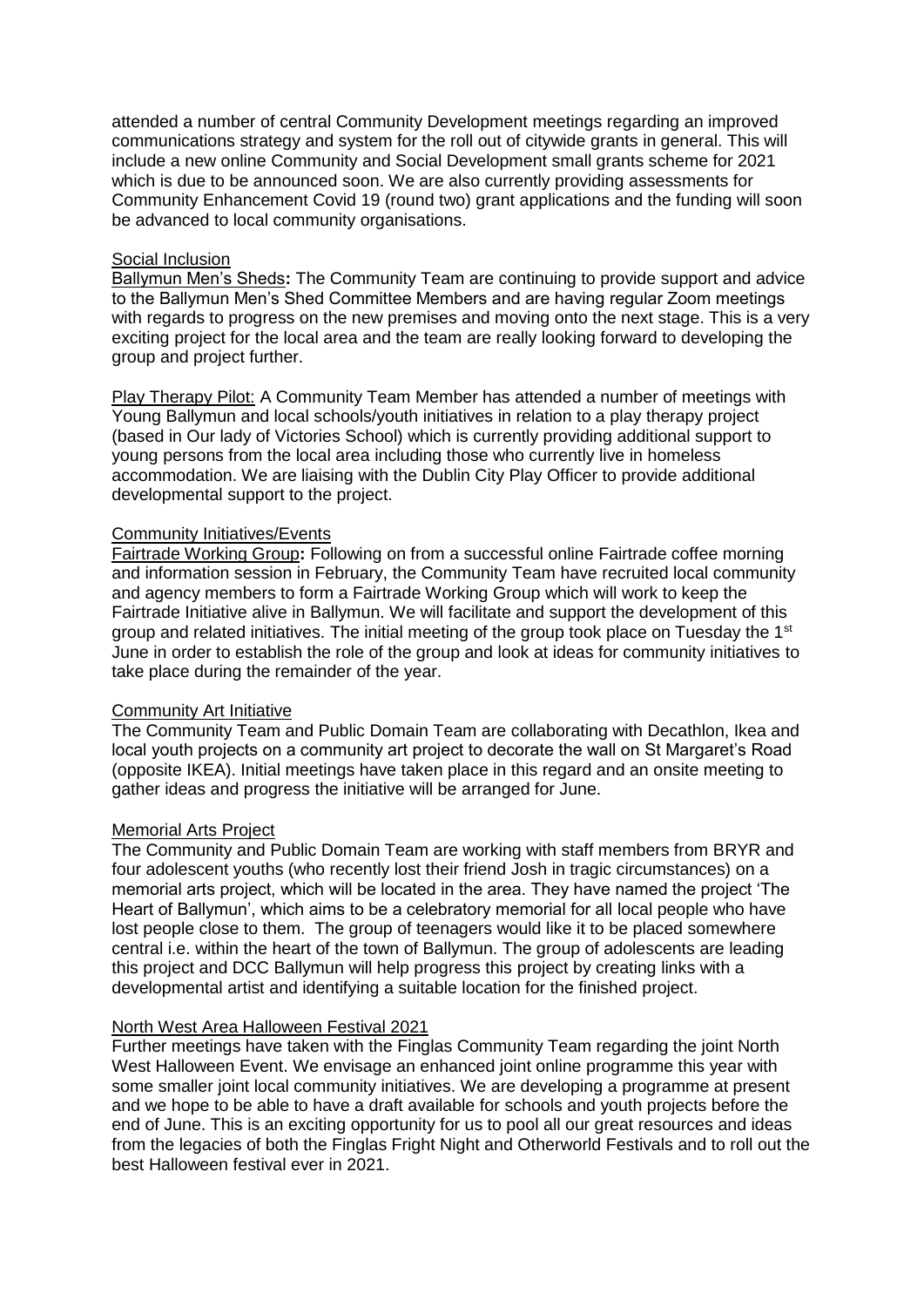attended a number of central Community Development meetings regarding an improved communications strategy and system for the roll out of citywide grants in general. This will include a new online Community and Social Development small grants scheme for 2021 which is due to be announced soon. We are also currently providing assessments for Community Enhancement Covid 19 (round two) grant applications and the funding will soon be advanced to local community organisations.

Social Inclusion

Ballymun Men's Sheds**:** The Community Team are continuing to provide support and advice to the Ballymun Men's Shed Committee Members and are having regular Zoom meetings with regards to progress on the new premises and moving onto the next stage. This is a very exciting project for the local area and the team are really looking forward to developing the group and project further.

Play Therapy Pilot: A Community Team Member has attended a number of meetings with Young Ballymun and local schools/youth initiatives in relation to a play therapy project (based in Our lady of Victories School) which is currently providing additional support to young persons from the local area including those who currently live in homeless accommodation. We are liaising with the Dublin City Play Officer to provide additional developmental support to the project.

Community Initiatives/Events

Fairtrade Working Group**:** Following on from a successful online Fairtrade coffee morning and information session in February, the Community Team have recruited local community and agency members to form a Fairtrade Working Group which will work to keep the Fairtrade Initiative alive in Ballymun. We will facilitate and support the development of this group and related initiatives. The initial meeting of the group took place on Tuesday the 1st June in order to establish the role of the group and look at ideas for community initiatives to take place during the remainder of the year.

Community Art Initiative

The Community Team and Public Domain Team are collaborating with Decathlon, Ikea and local youth projects on a community art project to decorate the wall on St Margaret's Road (opposite IKEA). Initial meetings have taken place in this regard and an onsite meeting to gather ideas and progress the initiative will be arranged for June.

Memorial Arts Project

The Community and Public Domain Team are working with staff members from BRYR and four adolescent youths (who recently lost their friend Josh in tragic circumstances) on a memorial arts project, which will be located in the area. They have named the project 'The Heart of Ballymun', which aims to be a celebratory memorial for all local people who have lost people close to them. The group of teenagers would like it to be placed somewhere central i.e. within the heart of the town of Ballymun. The group of adolescents are leading this project and DCC Ballymun will help progress this project by creating links with a developmental artist and identifying a suitable location for the finished project.

North West Area Halloween Festival 2021

Further meetings have taken with the Finglas Community Team regarding the joint North West Halloween Event. We envisage an enhanced joint online programme this year with some smaller joint local community initiatives. We are developing a programme at present and we hope to be able to have a draft available for schools and youth projects before the end of June. This is an exciting opportunity for us to pool all our great resources and ideas from the legacies of both the Finglas Fright Night and Otherworld Festivals and to roll out the best Halloween festival ever in 2021.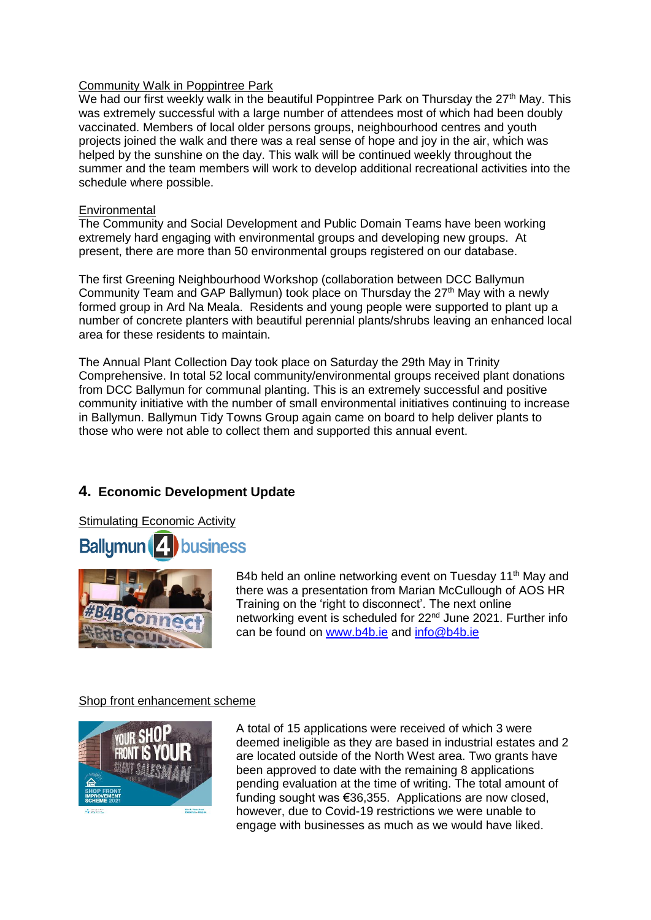Community Walk in Poppintree Park

We had our first weekly walk in the beautiful Poppintree Park on Thursday the 27th May. This was extremely successful with a large number of attendees most of which had been doubly vaccinated. Members of local older persons groups, neighbourhood centres and youth projects joined the walk and there was a real sense of hope and joy in the air, which was helped by the sunshine on the day. This walk will be continued weekly throughout the summer and the team members will work to develop additional recreational activities into the schedule where possible.

Environmental

The Community and Social Development and Public Domain Teams have been working extremely hard engaging with environmental groups and developing new groups. At present, there are more than 50 environmental groups registered on our database.

The first Greening Neighbourhood Workshop (collaboration between DCC Ballymun Community Team and GAP Ballymun) took place on Thursday the 27th May with a newly formed group in Ard Na Meala. Residents and young people were supported to plant up a number of concrete planters with beautiful perennial plants/shrubs leaving an enhanced local area for these residents to maintain.

The Annual Plant Collection Day took place on Saturday the 29th May in Trinity Comprehensive. In total 52 local community/environmental groups received plant donations from DCC Ballymun for communal planting. This is an extremely successful and positive community initiative with the number of small environmental initiatives continuing to increase in Ballymun. Ballymun Tidy Towns Group again came on board to help deliver plants to those who were not able to collect them and supported this annual event.

## 4. Economic Development Update

Stimulating Economic Activity

Ballymun 4 business

B4b held an online networking event on Tuesday 11th May and there was a presentation from Marian McCullough of AOS HR Training on the 'right to disconnect'. The next online networking event is scheduled for 22nd June 2021. Further info can be found on www.b4b.ie and info@b4b.ie

Shop front enhancement scheme

A total of 15 applications were received of which 3 were deemed ineligible as they are based in industrial estates and 2 are located outside of the North West area. Two grants have been approved to date with the remaining 8 applications pending evaluation at the time of writing. The total amount of funding sought was €36,355. Applications are now closed, however, due to Covid-19 restrictions we were unable to engage with businesses as much as we would have liked.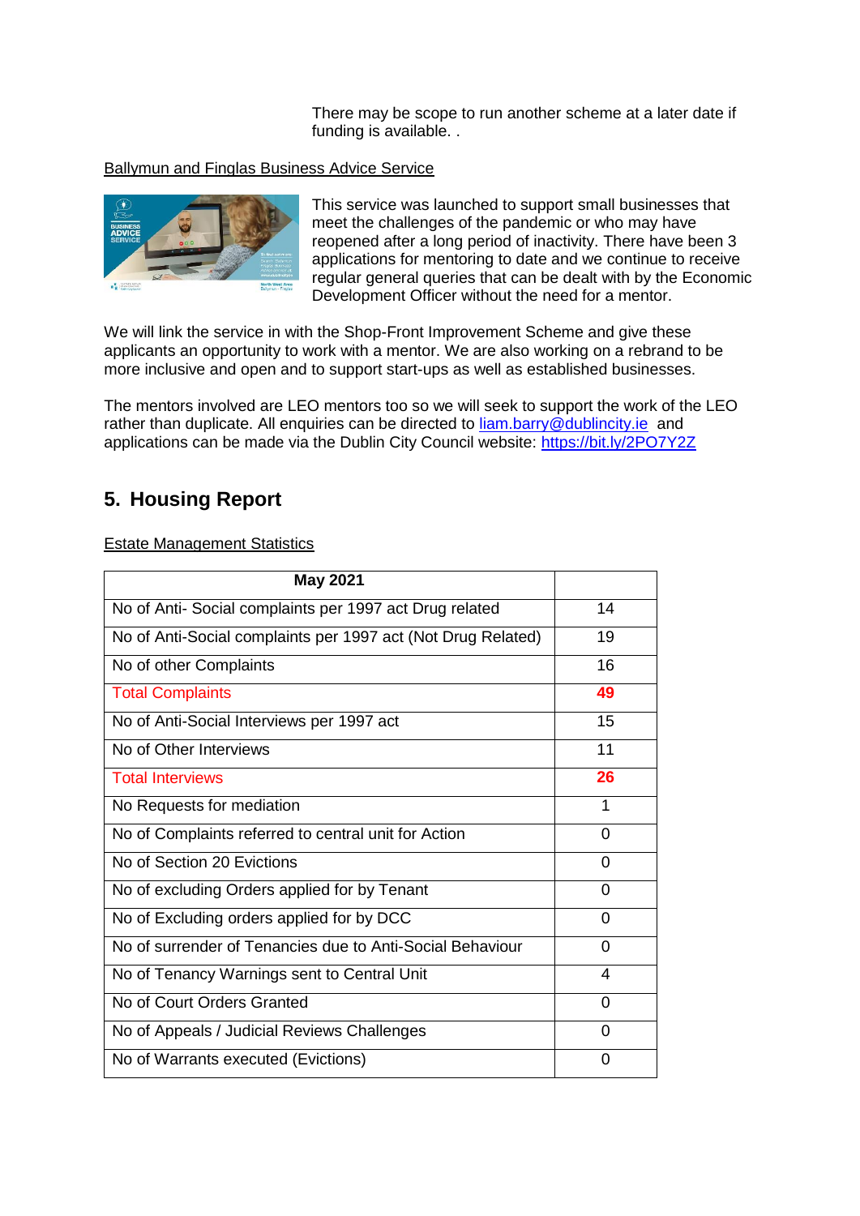There may be scope to run another scheme at a later date if funding is available. .

Ballymun and Finglas Business Advice Service

This service was launched to support small businesses that meet the challenges of the pandemic or who may have reopened after a long period of inactivity. There have been 3 applications for mentoring to date and we continue to receive regular general queries that can be dealt with by the Economic Development Officer without the need for a mentor.

We will link the service in with the Shop-Front Improvement Scheme and give these applicants an opportunity to work with a mentor. We are also working on a rebrand to be more inclusive and open and to support start-ups as well as established businesses.

The mentors involved are LEO mentors too so we will seek to support the work of the LEO rather than duplicate. All enquiries can be directed to liam.barry@dublincity.ie and applications can be made via the Dublin City Council website: https://bit.ly/2PO7Y2Z

## 5. Housing Report

Estate Management Statistics

| May 2021 | |
|---|---|
| No of Anti- Social complaints per 1997 act Drug related | 14 |
| No of Anti-Social complaints per 1997 act (Not Drug Related) | 19 |
| No of other Complaints | 16 |
| Total Complaints | **49** |
| No of Anti-Social Interviews per 1997 act | 15 |
| No of Other Interviews | 11 |
| Total Interviews | **26** |
| No Requests for mediation | 1 |
| No of Complaints referred to central unit for Action | 0 |
| No of Section 20 Evictions | 0 |
| No of excluding Orders applied for by Tenant | 0 |
| No of Excluding orders applied for by DCC | 0 |
| No of surrender of Tenancies due to Anti-Social Behaviour | 0 |
| No of Tenancy Warnings sent to Central Unit | 4 |
| No of Court Orders Granted | 0 |
| No of Appeals / Judicial Reviews Challenges | 0 |
| No of Warrants executed (Evictions) | 0 |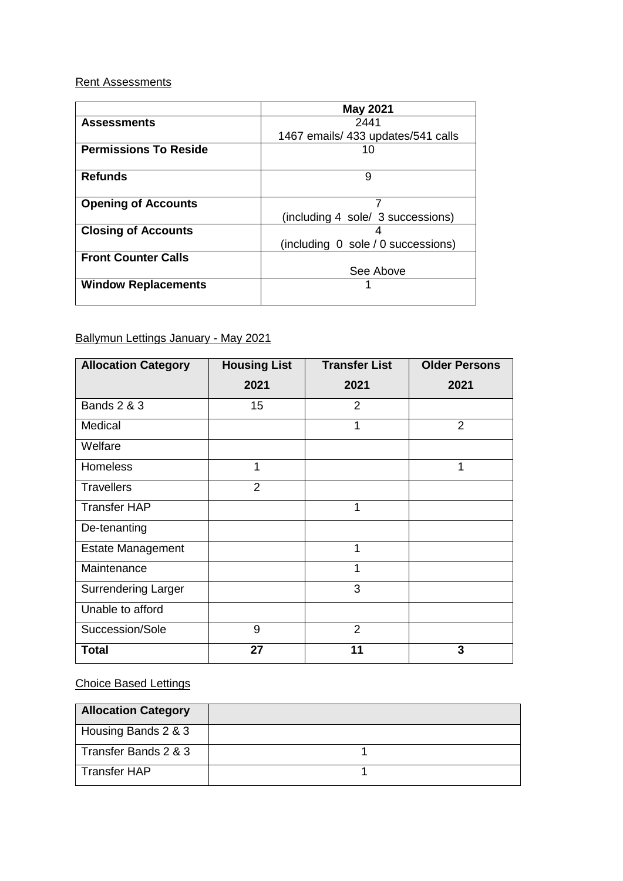Rent Assessments

| | May 2021 |
|---|---|
| **Assessments** | 2441<br>1467 emails/ 433 updates/541 calls |
| **Permissions To Reside** | 10 |
| **Refunds** | 9 |
| **Opening of Accounts** | 7<br>(including 4 sole/ 3 successions) |
| **Closing of Accounts** | 4<br>(including 0 sole / 0 successions) |
| **Front Counter Calls** | See Above |
| **Window Replacements** | 1 |

Ballymun Lettings January - May 2021

| Allocation Category | Housing List 2021 | Transfer List 2021 | Older Persons 2021 |
|---|---|---|---|
| Bands 2 & 3 | 15 | 2 | |
| Medical | | 1 | 2 |
| Welfare | | | |
| Homeless | 1 | | 1 |
| Travellers | 2 | | |
| Transfer HAP | | 1 | |
| De-tenanting | | | |
| Estate Management | | 1 | |
| Maintenance | | 1 | |
| Surrendering Larger | | 3 | |
| Unable to afford | | | |
| Succession/Sole | 9 | 2 | |
| **Total** | **27** | **11** | **3** |

Choice Based Lettings

| Allocation Category | |
|---|---|
| Housing Bands 2 & 3 | |
| Transfer Bands 2 & 3 | 1 |
| Transfer HAP | 1 |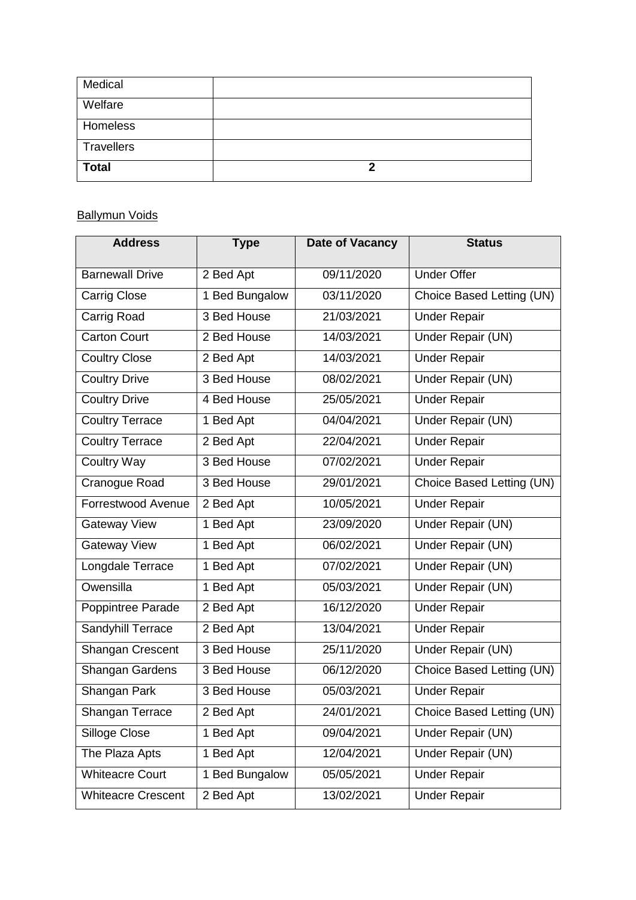| Medical | |
|---|---|
| Welfare | |
| Homeless | |
| Travellers | |
| **Total** | **2** |

Ballymun Voids

| Address | Type | Date of Vacancy | Status |
|---|---|---|---|
| Barnewall Drive | 2 Bed Apt | 09/11/2020 | Under Offer |
| Carrig Close | 1 Bed Bungalow | 03/11/2020 | Choice Based Letting (UN) |
| Carrig Road | 3 Bed House | 21/03/2021 | Under Repair |
| Carton Court | 2 Bed House | 14/03/2021 | Under Repair (UN) |
| Coultry Close | 2 Bed Apt | 14/03/2021 | Under Repair |
| Coultry Drive | 3 Bed House | 08/02/2021 | Under Repair (UN) |
| Coultry Drive | 4 Bed House | 25/05/2021 | Under Repair |
| Coultry Terrace | 1 Bed Apt | 04/04/2021 | Under Repair (UN) |
| Coultry Terrace | 2 Bed Apt | 22/04/2021 | Under Repair |
| Coultry Way | 3 Bed House | 07/02/2021 | Under Repair |
| Cranogue Road | 3 Bed House | 29/01/2021 | Choice Based Letting (UN) |
| Forrestwood Avenue | 2 Bed Apt | 10/05/2021 | Under Repair |
| Gateway View | 1 Bed Apt | 23/09/2020 | Under Repair (UN) |
| Gateway View | 1 Bed Apt | 06/02/2021 | Under Repair (UN) |
| Longdale Terrace | 1 Bed Apt | 07/02/2021 | Under Repair (UN) |
| Owensilla | 1 Bed Apt | 05/03/2021 | Under Repair (UN) |
| Poppintree Parade | 2 Bed Apt | 16/12/2020 | Under Repair |
| Sandyhill Terrace | 2 Bed Apt | 13/04/2021 | Under Repair |
| Shangan Crescent | 3 Bed House | 25/11/2020 | Under Repair (UN) |
| Shangan Gardens | 3 Bed House | 06/12/2020 | Choice Based Letting (UN) |
| Shangan Park | 3 Bed House | 05/03/2021 | Under Repair |
| Shangan Terrace | 2 Bed Apt | 24/01/2021 | Choice Based Letting (UN) |
| Silloge Close | 1 Bed Apt | 09/04/2021 | Under Repair (UN) |
| The Plaza Apts | 1 Bed Apt | 12/04/2021 | Under Repair (UN) |
| Whiteacre Court | 1 Bed Bungalow | 05/05/2021 | Under Repair |
| Whiteacre Crescent | 2 Bed Apt | 13/02/2021 | Under Repair |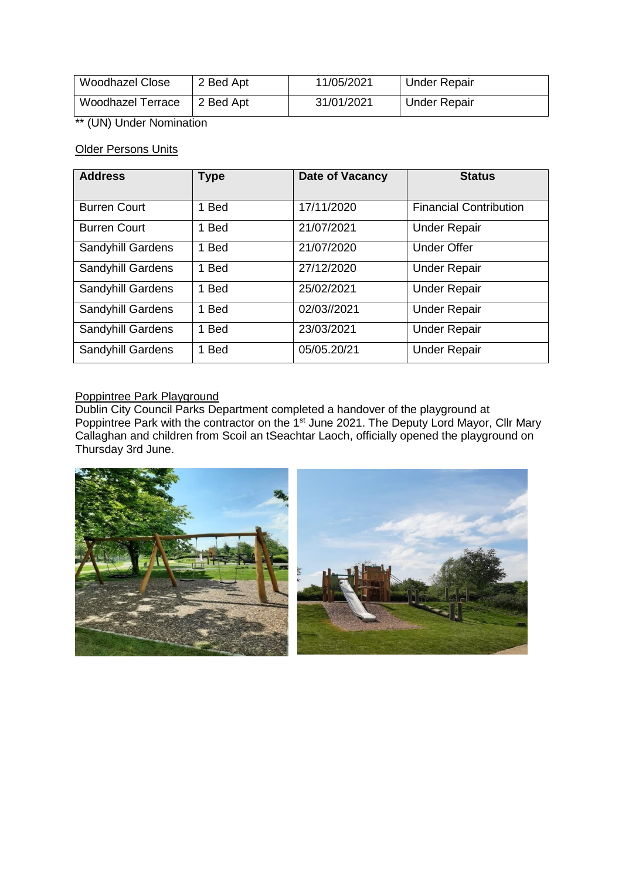| Woodhazel Close | 2 Bed Apt | 11/05/2021 | Under Repair |
|---|---|---|---|
| Woodhazel Terrace | 2 Bed Apt | 31/01/2021 | Under Repair |

** (UN) Under Nomination

Older Persons Units

| Address | Type | Date of Vacancy | Status |
|---|---|---|---|
| Burren Court | 1 Bed | 17/11/2020 | Financial Contribution |
| Burren Court | 1 Bed | 21/07/2021 | Under Repair |
| Sandyhill Gardens | 1 Bed | 21/07/2020 | Under Offer |
| Sandyhill Gardens | 1 Bed | 27/12/2020 | Under Repair |
| Sandyhill Gardens | 1 Bed | 25/02/2021 | Under Repair |
| Sandyhill Gardens | 1 Bed | 02/03//2021 | Under Repair |
| Sandyhill Gardens | 1 Bed | 23/03/2021 | Under Repair |
| Sandyhill Gardens | 1 Bed | 05/05.20/21 | Under Repair |

Poppintree Park Playground

Dublin City Council Parks Department completed a handover of the playground at Poppintree Park with the contractor on the 1st June 2021. The Deputy Lord Mayor, Cllr Mary Callaghan and children from Scoil an tSeachtar Laoch, officially opened the playground on Thursday 3rd June.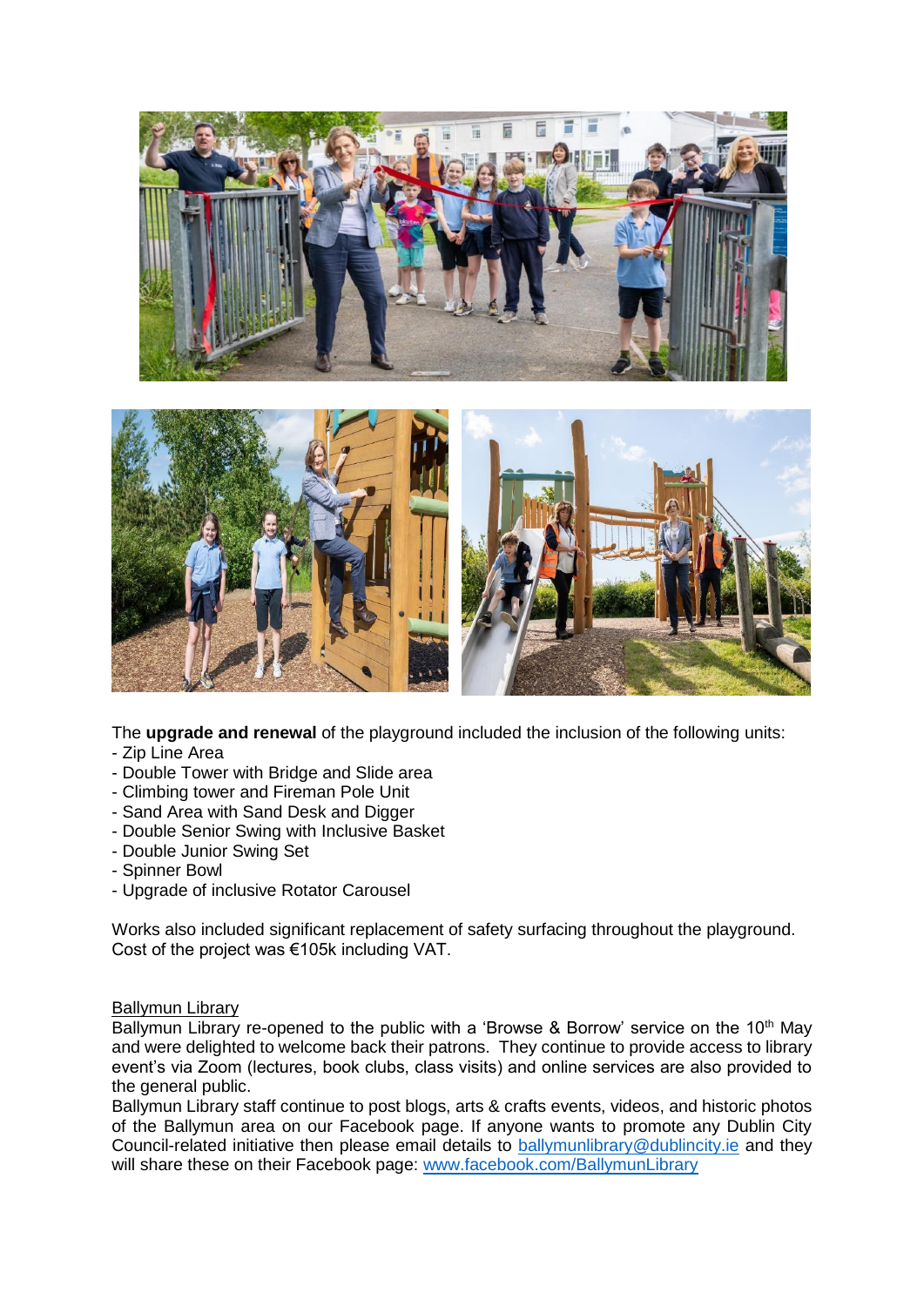The **upgrade and renewal** of the playground included the inclusion of the following units:

- Zip Line Area
- Double Tower with Bridge and Slide area
- Climbing tower and Fireman Pole Unit
- Sand Area with Sand Desk and Digger
- Double Senior Swing with Inclusive Basket
- Double Junior Swing Set
- Spinner Bowl
- Upgrade of inclusive Rotator Carousel

Works also included significant replacement of safety surfacing throughout the playground. Cost of the project was €105k including VAT.

Ballymun Library

Ballymun Library re-opened to the public with a 'Browse & Borrow' service on the 10th May and were delighted to welcome back their patrons. They continue to provide access to library event's via Zoom (lectures, book clubs, class visits) and online services are also provided to the general public.

Ballymun Library staff continue to post blogs, arts & crafts events, videos, and historic photos of the Ballymun area on our Facebook page. If anyone wants to promote any Dublin City Council-related initiative then please email details to ballymunlibrary@dublincity.ie and they will share these on their Facebook page: www.facebook.com/BallymunLibrary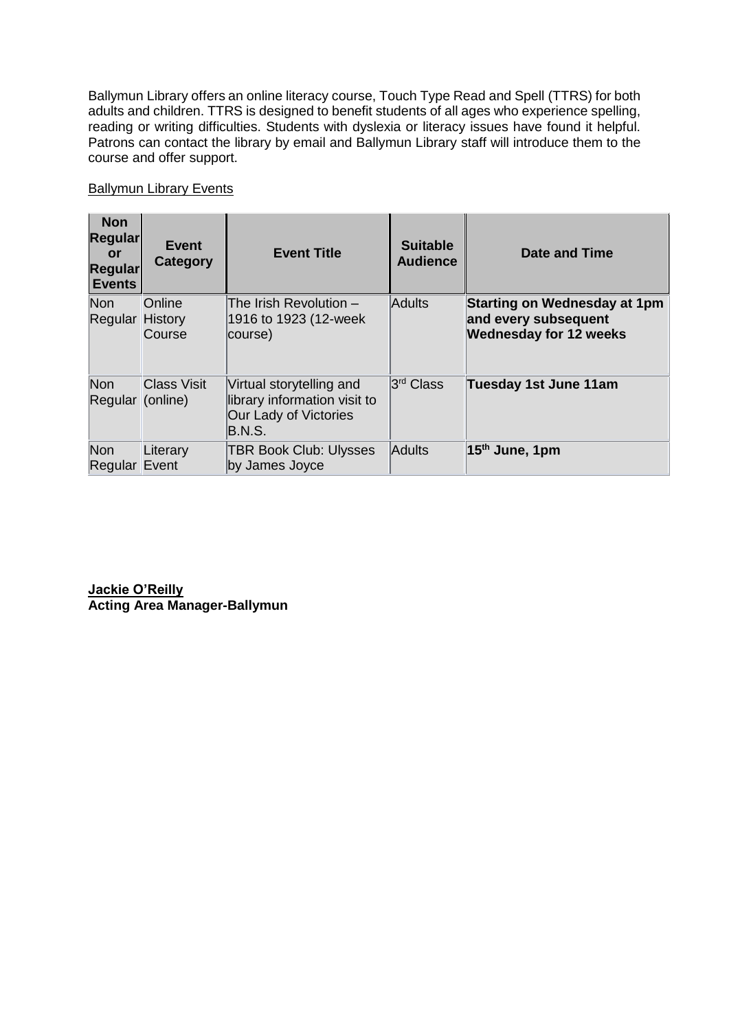Ballymun Library offers an online literacy course, Touch Type Read and Spell (TTRS) for both adults and children. TTRS is designed to benefit students of all ages who experience spelling, reading or writing difficulties. Students with dyslexia or literacy issues have found it helpful. Patrons can contact the library by email and Ballymun Library staff will introduce them to the course and offer support.

Ballymun Library Events

| Non Regular or Regular Events | Event Category | Event Title | Suitable Audience | Date and Time |
|---|---|---|---|---|
| Non Regular | Online History Course | The Irish Revolution – 1916 to 1923 (12-week course) | Adults | **Starting on Wednesday at 1pm and every subsequent Wednesday for 12 weeks** |
| Non Regular | Class Visit (online) | Virtual storytelling and library information visit to Our Lady of Victories B.N.S. | 3rd Class | **Tuesday 1st June 11am** |
| Non Regular | Literary Event | TBR Book Club: Ulysses by James Joyce | Adults | **15th June, 1pm** |

**Jackie O'Reilly**
**Acting Area Manager-Ballymun**